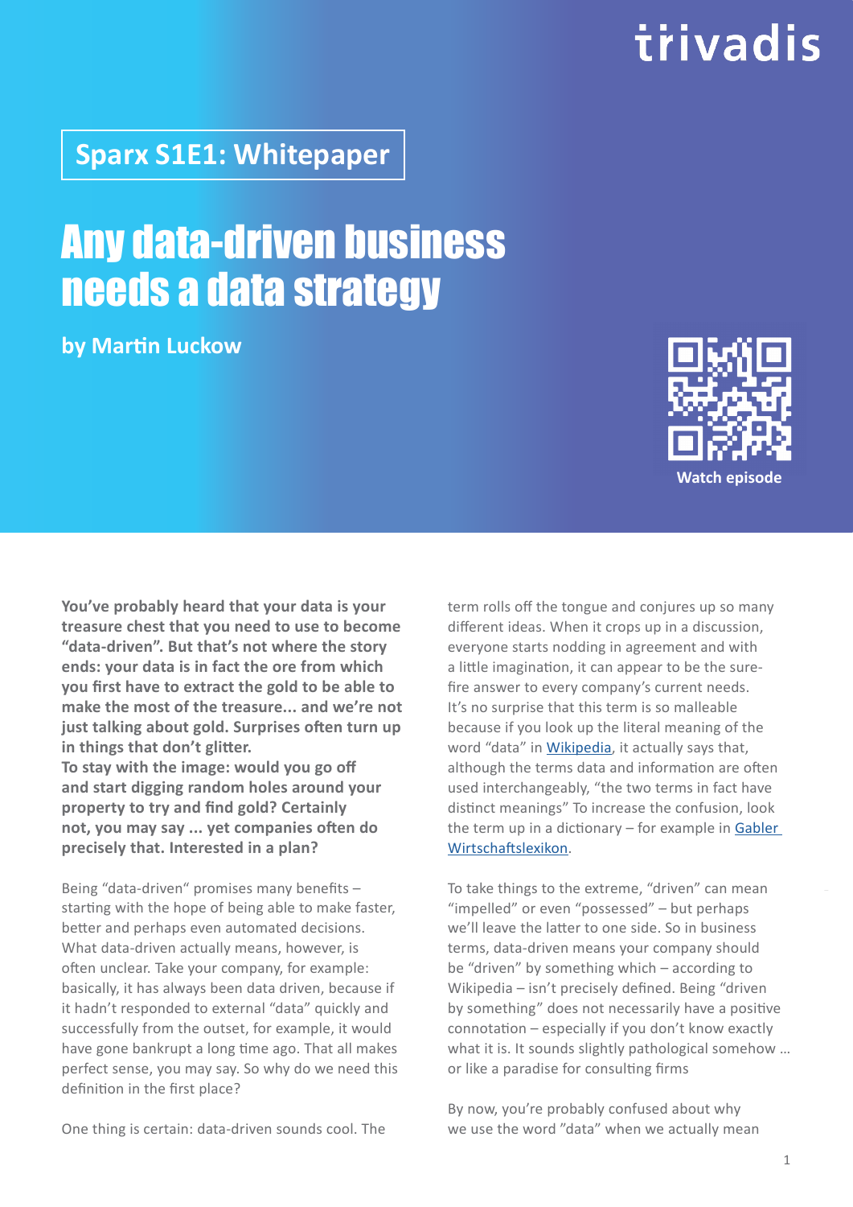Sparx S1E1: Whitepaper

# Any data-driven business needs a data strategy

**by Martin Luckow**

Watch episode

**You've probably heard that your data is your treasure chest that you need to use to become "data-driven". But that's not where the story ends: your data is in fact the ore from which you first have to extract the gold to be able to make the most of the treasure... and we're not just talking about gold. Surprises often turn up in things that don't glitter.**
**To stay with the image: would you go off and start digging random holes around your property to try and find gold? Certainly not, you may say ... yet companies often do precisely that. Interested in a plan?**

Being "data-driven" promises many benefits – starting with the hope of being able to make faster, better and perhaps even automated decisions. What data-driven actually means, however, is often unclear. Take your company, for example: basically, it has always been data driven, because if it hadn't responded to external "data" quickly and successfully from the outset, for example, it would have gone bankrupt a long time ago. That all makes perfect sense, you may say. So why do we need this definition in the first place?

One thing is certain: data-driven sounds cool. The term rolls off the tongue and conjures up so many different ideas. When it crops up in a discussion, everyone starts nodding in agreement and with a little imagination, it can appear to be the sure-fire answer to every company's current needs. It's no surprise that this term is so malleable because if you look up the literal meaning of the word "data" in [Wikipedia](), it actually says that, although the terms data and information are often used interchangeably, "the two terms in fact have distinct meanings" To increase the confusion, look the term up in a dictionary – for example in [Gabler Wirtschaftslexikon]().

To take things to the extreme, "driven" can mean "impelled" or even "possessed" – but perhaps we'll leave the latter to one side. So in business terms, data-driven means your company should be "driven" by something which – according to Wikipedia – isn't precisely defined. Being "driven by something" does not necessarily have a positive connotation – especially if you don't know exactly what it is. It sounds slightly pathological somehow ... or like a paradise for consulting firms

By now, you're probably confused about why we use the word "data" when we actually mean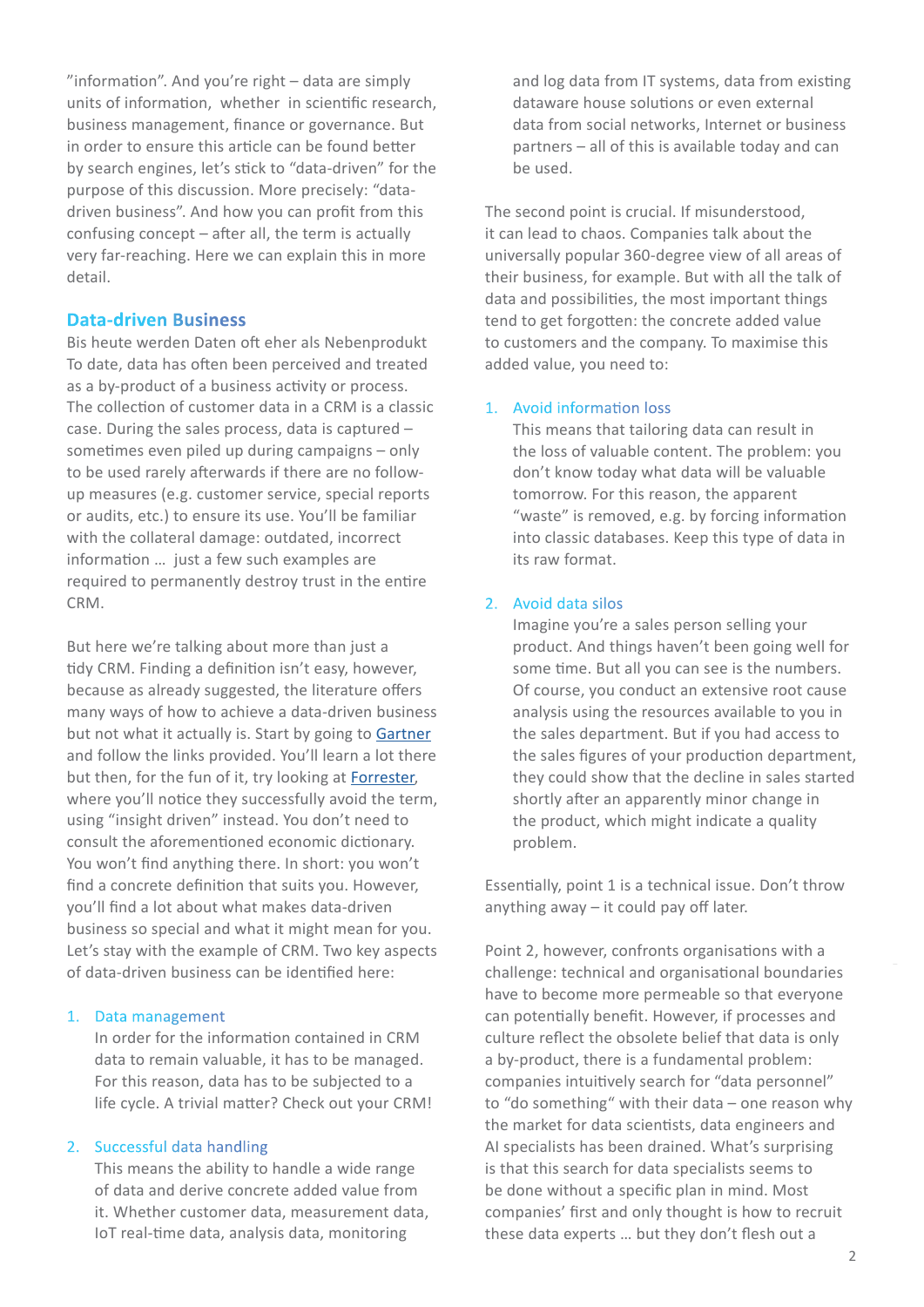”information”. And you’re right – data are simply units of information, whether in scientific research, business management, finance or governance. But in order to ensure this article can be found better by search engines, let’s stick to “data-driven” for the purpose of this discussion. More precisely: “data-driven business”. And how you can profit from this confusing concept – after all, the term is actually very far-reaching. Here we can explain this in more detail.

## Data-driven Business

Bis heute werden Daten oft eher als Nebenprodukt To date, data has often been perceived and treated as a by-product of a business activity or process. The collection of customer data in a CRM is a classic case. During the sales process, data is captured – sometimes even piled up during campaigns – only to be used rarely afterwards if there are no follow-up measures (e.g. customer service, special reports or audits, etc.) to ensure its use. You’ll be familiar with the collateral damage: outdated, incorrect information … just a few such examples are required to permanently destroy trust in the entire CRM.

But here we’re talking about more than just a tidy CRM. Finding a definition isn’t easy, however, because as already suggested, the literature offers many ways of how to achieve a data-driven business but not what it actually is. Start by going to Gartner and follow the links provided. You’ll learn a lot there but then, for the fun of it, try looking at Forrester, where you’ll notice they successfully avoid the term, using “insight driven” instead. You don’t need to consult the aforementioned economic dictionary. You won’t find anything there. In short: you won’t find a concrete definition that suits you. However, you’ll find a lot about what makes data-driven business so special and what it might mean for you. Let’s stay with the example of CRM. Two key aspects of data-driven business can be identified here:

1. Data management
   In order for the information contained in CRM data to remain valuable, it has to be managed. For this reason, data has to be subjected to a life cycle. A trivial matter? Check out your CRM!

2. Successful data handling
   This means the ability to handle a wide range of data and derive concrete added value from it. Whether customer data, measurement data, IoT real-time data, analysis data, monitoring and log data from IT systems, data from existing dataware house solutions or even external data from social networks, Internet or business partners – all of this is available today and can be used.

The second point is crucial. If misunderstood, it can lead to chaos. Companies talk about the universally popular 360-degree view of all areas of their business, for example. But with all the talk of data and possibilities, the most important things tend to get forgotten: the concrete added value to customers and the company. To maximise this added value, you need to:

1. Avoid information loss
   This means that tailoring data can result in the loss of valuable content. The problem: you don’t know today what data will be valuable tomorrow. For this reason, the apparent “waste” is removed, e.g. by forcing information into classic databases. Keep this type of data in its raw format.

2. Avoid data silos
   Imagine you’re a sales person selling your product. And things haven’t been going well for some time. But all you can see is the numbers. Of course, you conduct an extensive root cause analysis using the resources available to you in the sales department. But if you had access to the sales figures of your production department, they could show that the decline in sales started shortly after an apparently minor change in the product, which might indicate a quality problem.

Essentially, point 1 is a technical issue. Don’t throw anything away – it could pay off later.

Point 2, however, confronts organisations with a challenge: technical and organisational boundaries have to become more permeable so that everyone can potentially benefit. However, if processes and culture reflect the obsolete belief that data is only a by-product, there is a fundamental problem: companies intuitively search for “data personnel” to “do something“ with their data – one reason why the market for data scientists, data engineers and AI specialists has been drained. What’s surprising is that this search for data specialists seems to be done without a specific plan in mind. Most companies’ first and only thought is how to recruit these data experts … but they don’t flesh out a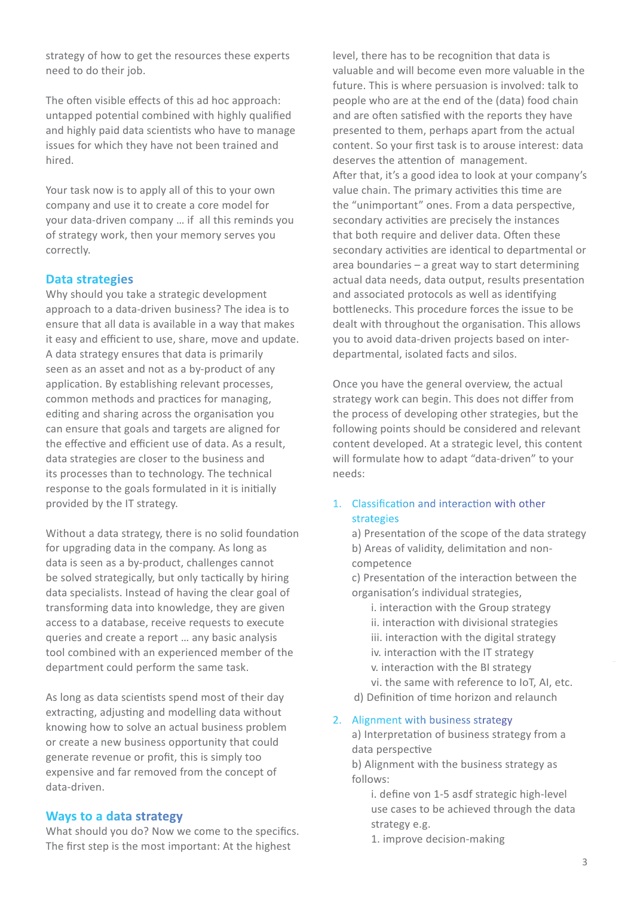strategy of how to get the resources these experts need to do their job.

The often visible effects of this ad hoc approach: untapped potential combined with highly qualified and highly paid data scientists who have to manage issues for which they have not been trained and hired.

Your task now is to apply all of this to your own company and use it to create a core model for your data-driven company … if all this reminds you of strategy work, then your memory serves you correctly.

## Data strategies

Why should you take a strategic development approach to a data-driven business? The idea is to ensure that all data is available in a way that makes it easy and efficient to use, share, move and update. A data strategy ensures that data is primarily seen as an asset and not as a by-product of any application. By establishing relevant processes, common methods and practices for managing, editing and sharing across the organisation you can ensure that goals and targets are aligned for the effective and efficient use of data. As a result, data strategies are closer to the business and its processes than to technology. The technical response to the goals formulated in it is initially provided by the IT strategy.

Without a data strategy, there is no solid foundation for upgrading data in the company. As long as data is seen as a by-product, challenges cannot be solved strategically, but only tactically by hiring data specialists. Instead of having the clear goal of transforming data into knowledge, they are given access to a database, receive requests to execute queries and create a report … any basic analysis tool combined with an experienced member of the department could perform the same task.

As long as data scientists spend most of their day extracting, adjusting and modelling data without knowing how to solve an actual business problem or create a new business opportunity that could generate revenue or profit, this is simply too expensive and far removed from the concept of data-driven.

## Ways to a data strategy

What should you do? Now we come to the specifics. The first step is the most important: At the highest level, there has to be recognition that data is valuable and will become even more valuable in the future. This is where persuasion is involved: talk to people who are at the end of the (data) food chain and are often satisfied with the reports they have presented to them, perhaps apart from the actual content. So your first task is to arouse interest: data deserves the attention of management.
After that, it's a good idea to look at your company's value chain. The primary activities this time are the "unimportant" ones. From a data perspective, secondary activities are precisely the instances that both require and deliver data. Often these secondary activities are identical to departmental or area boundaries – a great way to start determining actual data needs, data output, results presentation and associated protocols as well as identifying bottlenecks. This procedure forces the issue to be dealt with throughout the organisation. This allows you to avoid data-driven projects based on inter-departmental, isolated facts and silos.

Once you have the general overview, the actual strategy work can begin. This does not differ from the process of developing other strategies, but the following points should be considered and relevant content developed. At a strategic level, this content will formulate how to adapt "data-driven" to your needs:

1. Classification and interaction with other strategies
   a) Presentation of the scope of the data strategy
   b) Areas of validity, delimitation and non-competence
   c) Presentation of the interaction between the organisation's individual strategies,
      i. interaction with the Group strategy
      ii. interaction with divisional strategies
      iii. interaction with the digital strategy
      iv. interaction with the IT strategy
      v. interaction with the BI strategy
      vi. the same with reference to IoT, AI, etc.
   d) Definition of time horizon and relaunch
2. Alignment with business strategy
   a) Interpretation of business strategy from a data perspective
   b) Alignment with the business strategy as follows:
      i. define von 1-5 asdf strategic high-level use cases to be achieved through the data strategy e.g.
      1. improve decision-making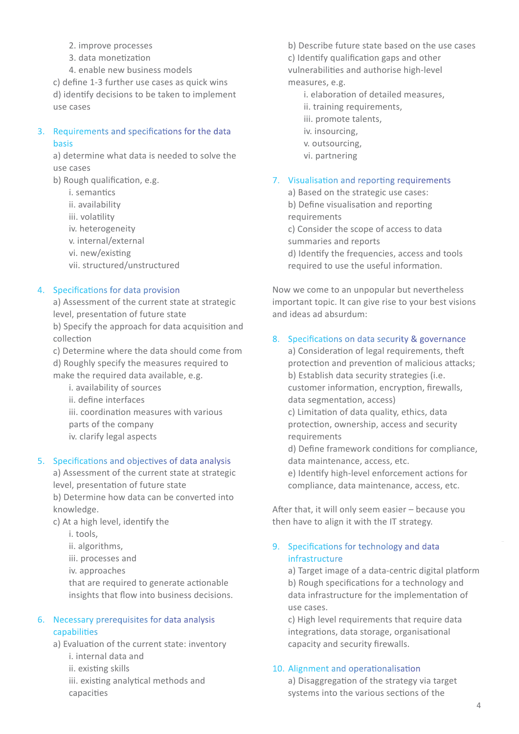2. improve processes
3. data monetization
4. enable new business models

c) define 1-3 further use cases as quick wins

d) identify decisions to be taken to implement use cases

3. Requirements and specifications for the data basis

a) determine what data is needed to solve the use cases

b) Rough qualification, e.g.

i. semantics
ii. availability
iii. volatility
iv. heterogeneity
v. internal/external
vi. new/existing
vii. structured/unstructured

4. Specifications for data provision

a) Assessment of the current state at strategic level, presentation of future state

b) Specify the approach for data acquisition and collection

c) Determine where the data should come from

d) Roughly specify the measures required to make the required data available, e.g.

i. availability of sources
ii. define interfaces
iii. coordination measures with various parts of the company
iv. clarify legal aspects

5. Specifications and objectives of data analysis

a) Assessment of the current state at strategic level, presentation of future state

b) Determine how data can be converted into knowledge.

c) At a high level, identify the

i. tools,
ii. algorithms,
iii. processes and
iv. approaches

that are required to generate actionable insights that flow into business decisions.

6. Necessary prerequisites for data analysis capabilities

a) Evaluation of the current state: inventory

i. internal data and
ii. existing skills
iii. existing analytical methods and capacities

b) Describe future state based on the use cases

c) Identify qualification gaps and other vulnerabilities and authorise high-level measures, e.g.

i. elaboration of detailed measures,
ii. training requirements,
iii. promote talents,
iv. insourcing,
v. outsourcing,
vi. partnering

7. Visualisation and reporting requirements

a) Based on the strategic use cases:

b) Define visualisation and reporting requirements

c) Consider the scope of access to data summaries and reports

d) Identify the frequencies, access and tools required to use the useful information.

Now we come to an unpopular but nevertheless important topic. It can give rise to your best visions and ideas ad absurdum:

8. Specifications on data security & governance

a) Consideration of legal requirements, theft protection and prevention of malicious attacks;

b) Establish data security strategies (i.e. customer information, encryption, firewalls, data segmentation, access)

c) Limitation of data quality, ethics, data protection, ownership, access and security requirements

d) Define framework conditions for compliance, data maintenance, access, etc.

e) Identify high-level enforcement actions for compliance, data maintenance, access, etc.

After that, it will only seem easier – because you then have to align it with the IT strategy.

9. Specifications for technology and data infrastructure

a) Target image of a data-centric digital platform

b) Rough specifications for a technology and data infrastructure for the implementation of use cases.

c) High level requirements that require data integrations, data storage, organisational capacity and security firewalls.

10. Alignment and operationalisation

a) Disaggregation of the strategy via target systems into the various sections of the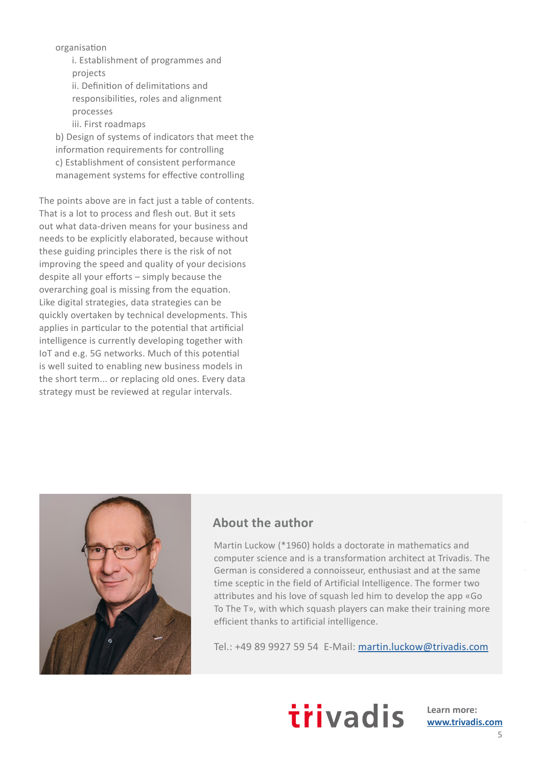organisation

    i. Establishment of programmes and projects
    ii. Definition of delimitations and responsibilities, roles and alignment processes
    iii. First roadmaps

b) Design of systems of indicators that meet the information requirements for controlling

c) Establishment of consistent performance management systems for effective controlling

The points above are in fact just a table of contents. That is a lot to process and flesh out. But it sets out what data-driven means for your business and needs to be explicitly elaborated, because without these guiding principles there is the risk of not improving the speed and quality of your decisions despite all your efforts – simply because the overarching goal is missing from the equation. Like digital strategies, data strategies can be quickly overtaken by technical developments. This applies in particular to the potential that artificial intelligence is currently developing together with IoT and e.g. 5G networks. Much of this potential is well suited to enabling new business models in the short term... or replacing old ones. Every data strategy must be reviewed at regular intervals.

## About the author

Martin Luckow (*1960) holds a doctorate in mathematics and computer science and is a transformation architect at Trivadis. The German is considered a connoisseur, enthusiast and at the same time sceptic in the field of Artificial Intelligence. The former two attributes and his love of squash led him to develop the app «Go To The T», with which squash players can make their training more efficient thanks to artificial intelligence.

Tel.: +49 89 9927 59 54 E-Mail: [martin.luckow@trivadis.com](mailto:martin.luckow@trivadis.com)

trivadis

**Learn more:**
**[www.trivadis.com](http://www.trivadis.com)**